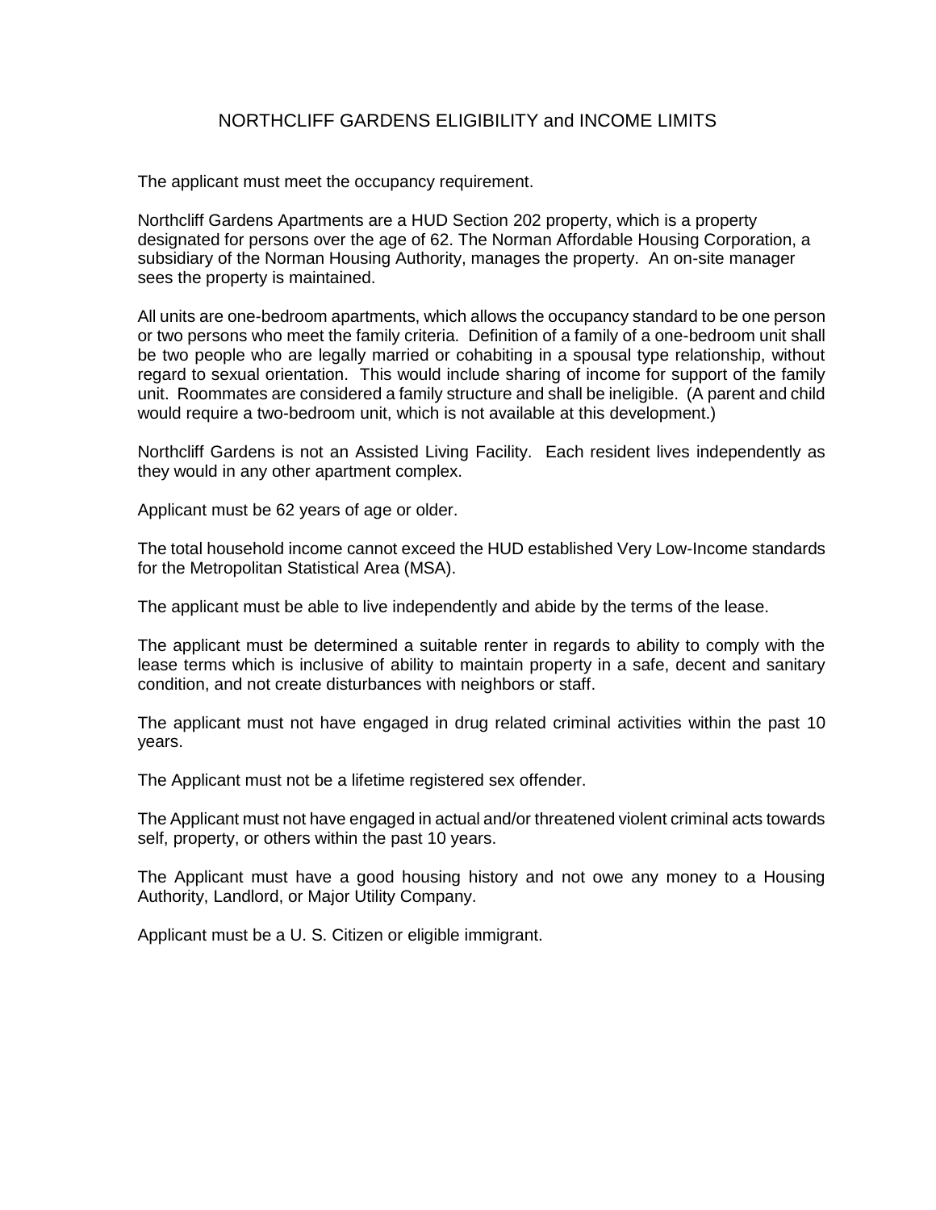# NORTHCLIFF GARDENS ELIGIBILITY and INCOME LIMITS

The applicant must meet the occupancy requirement.

Northcliff Gardens Apartments are a HUD Section 202 property, which is a property designated for persons over the age of 62. The Norman Affordable Housing Corporation, a subsidiary of the Norman Housing Authority, manages the property. An on-site manager sees the property is maintained.

All units are one-bedroom apartments, which allows the occupancy standard to be one person or two persons who meet the family criteria. Definition of a family of a one-bedroom unit shall be two people who are legally married or cohabiting in a spousal type relationship, without regard to sexual orientation. This would include sharing of income for support of the family unit. Roommates are considered a family structure and shall be ineligible. (A parent and child would require a two-bedroom unit, which is not available at this development.)

Northcliff Gardens is not an Assisted Living Facility. Each resident lives independently as they would in any other apartment complex.

Applicant must be 62 years of age or older.

The total household income cannot exceed the HUD established Very Low-Income standards for the Metropolitan Statistical Area (MSA).

The applicant must be able to live independently and abide by the terms of the lease.

The applicant must be determined a suitable renter in regards to ability to comply with the lease terms which is inclusive of ability to maintain property in a safe, decent and sanitary condition, and not create disturbances with neighbors or staff.

The applicant must not have engaged in drug related criminal activities within the past 10 years.

The Applicant must not be a lifetime registered sex offender.

The Applicant must not have engaged in actual and/or threatened violent criminal acts towards self, property, or others within the past 10 years.

The Applicant must have a good housing history and not owe any money to a Housing Authority, Landlord, or Major Utility Company.

Applicant must be a U. S. Citizen or eligible immigrant.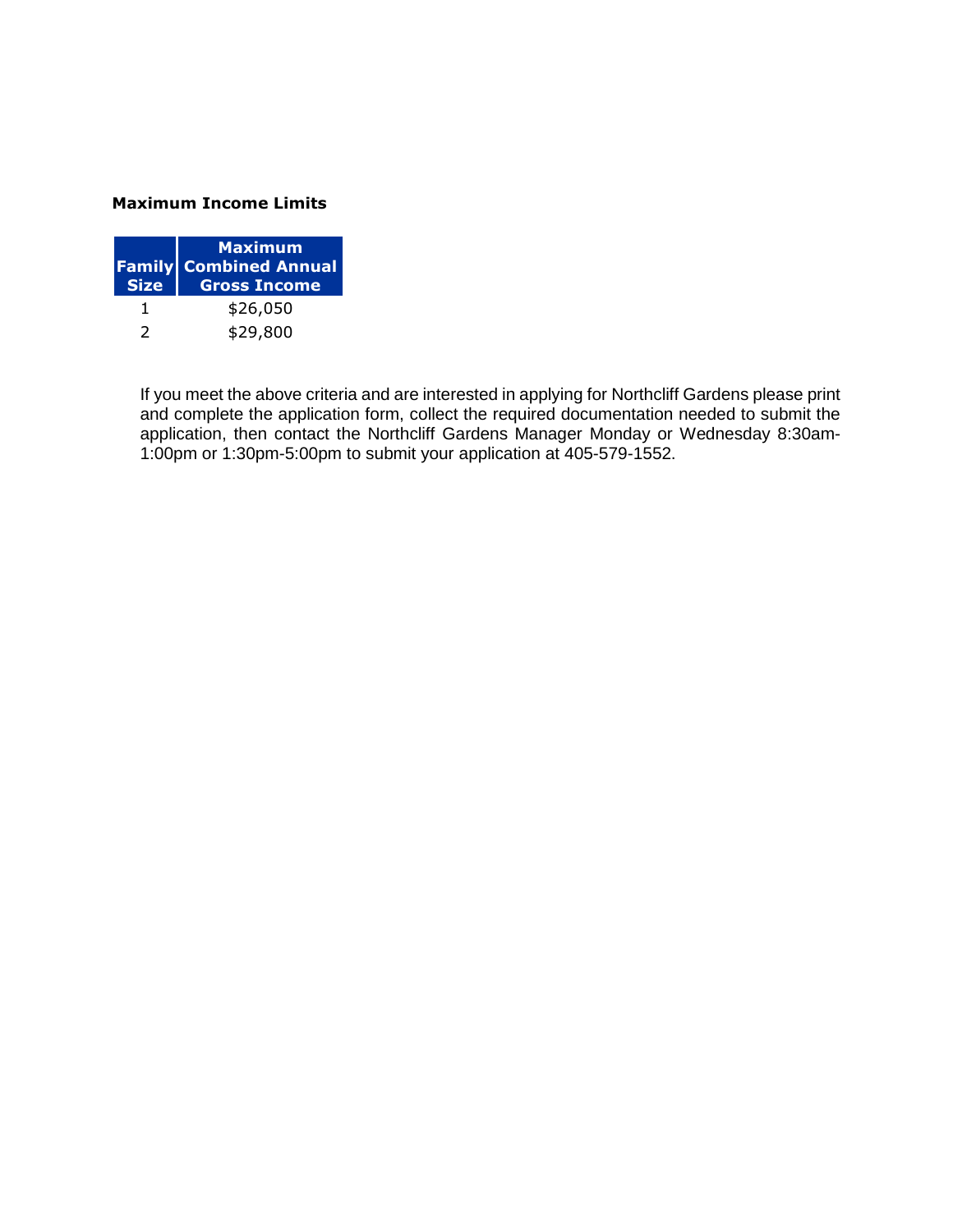**Maximum Income Limits**

| Family Size | Maximum Combined Annual Gross Income |
|---|---|
| 1 | $26,050 |
| 2 | $29,800 |

If you meet the above criteria and are interested in applying for Northcliff Gardens please print and complete the application form, collect the required documentation needed to submit the application, then contact the Northcliff Gardens Manager Monday or Wednesday 8:30am-1:00pm or 1:30pm-5:00pm to submit your application at 405-579-1552.